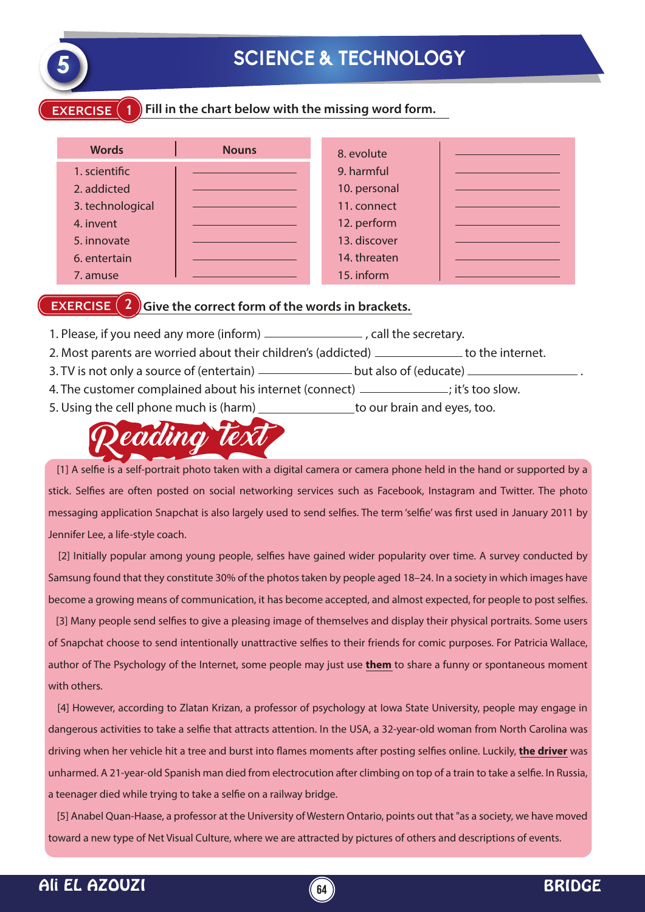# 5 SCIENCE & TECHNOLOGY

## EXERCISE 1 Fill in the chart below with the missing word form.

| Words | Nouns |
|---|---|
| 1. scientific | ______________ |
| 2. addicted | ______________ |
| 3. technological | ______________ |
| 4. invent | ______________ |
| 5. innovate | ______________ |
| 6. entertain | ______________ |
| 7. amuse | ______________ |
| 8. evolute | ______________ |
| 9. harmful | ______________ |
| 10. personal | ______________ |
| 11. connect | ______________ |
| 12. perform | ______________ |
| 13. discover | ______________ |
| 14. threaten | ______________ |
| 15. inform | ______________ |

## EXERCISE 2 Give the correct form of the words in brackets.

1. Please, if you need any more (inform) ______________ , call the secretary.
2. Most parents are worried about their children's (addicted) ______________ to the internet.
3. TV is not only a source of (entertain) ______________ but also of (educate) ______________ .
4. The customer complained about his internet (connect) ______________; it's too slow.
5. Using the cell phone much is (harm) ______________ to our brain and eyes, too.

## Reading text

[1] A selfie is a self-portrait photo taken with a digital camera or camera phone held in the hand or supported by a stick. Selfies are often posted on social networking services such as Facebook, Instagram and Twitter. The photo messaging application Snapchat is also largely used to send selfies. The term 'selfie' was first used in January 2011 by Jennifer Lee, a life-style coach.

[2] Initially popular among young people, selfies have gained wider popularity over time. A survey conducted by Samsung found that they constitute 30% of the photos taken by people aged 18–24. In a society in which images have become a growing means of communication, it has become accepted, and almost expected, for people to post selfies.

[3] Many people send selfies to give a pleasing image of themselves and display their physical portraits. Some users of Snapchat choose to send intentionally unattractive selfies to their friends for comic purposes. For Patricia Wallace, author of The Psychology of the Internet, some people may just use **them** to share a funny or spontaneous moment with others.

[4] However, according to Zlatan Krizan, a professor of psychology at Iowa State University, people may engage in dangerous activities to take a selfie that attracts attention. In the USA, a 32-year-old woman from North Carolina was driving when her vehicle hit a tree and burst into flames moments after posting selfies online. Luckily, **the driver** was unharmed. A 21-year-old Spanish man died from electrocution after climbing on top of a train to take a selfie. In Russia, a teenager died while trying to take a selfie on a railway bridge.

[5] Anabel Quan-Haase, a professor at the University of Western Ontario, points out that "as a society, we have moved toward a new type of Net Visual Culture, where we are attracted by pictures of others and descriptions of events.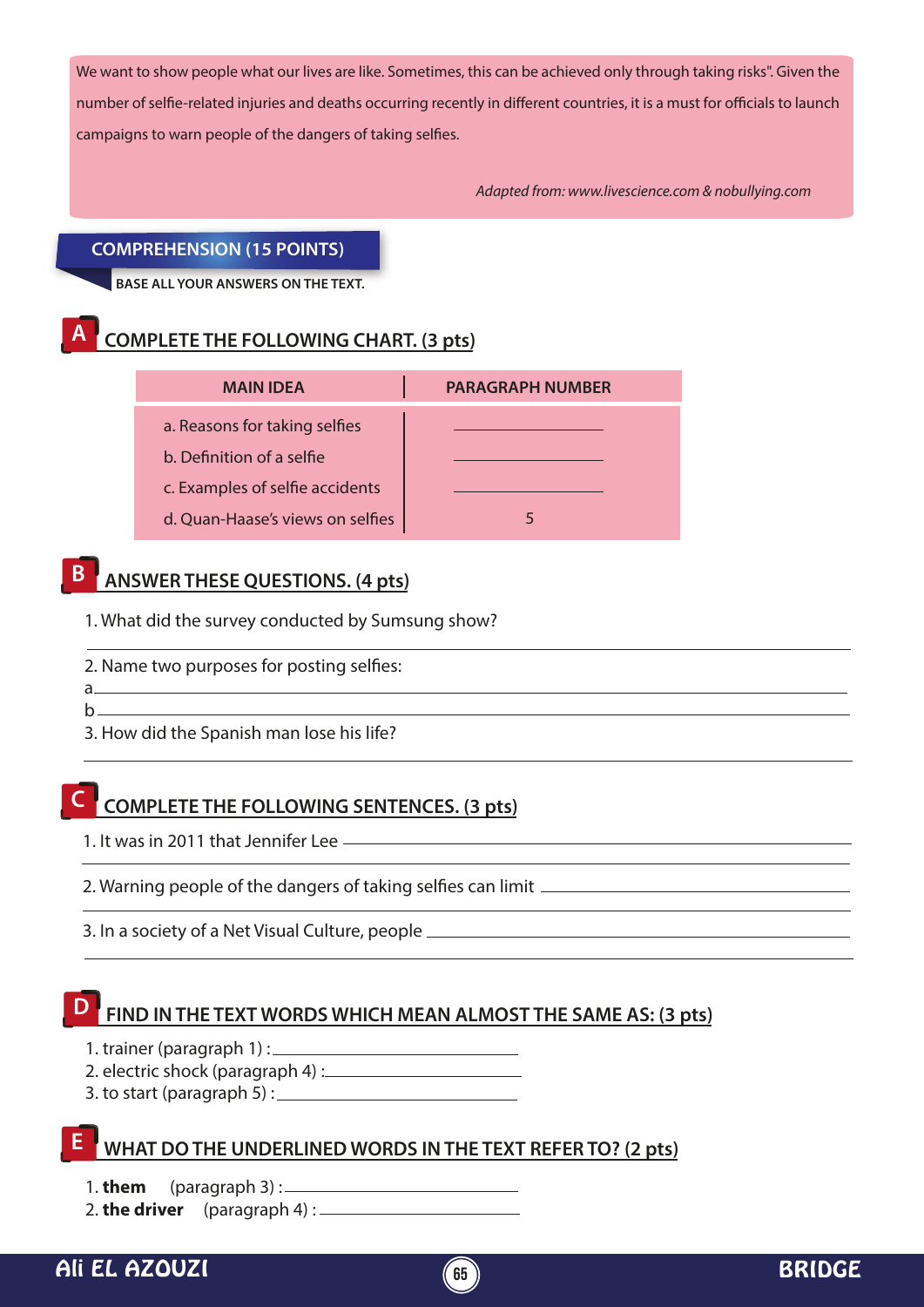We want to show people what our lives are like. Sometimes, this can be achieved only through taking risks". Given the number of selfie-related injuries and deaths occurring recently in different countries, it is a must for officials to launch campaigns to warn people of the dangers of taking selfies.

*Adapted from: www.livescience.com & nobullying.com*

## COMPREHENSION (15 POINTS)

**BASE ALL YOUR ANSWERS ON THE TEXT.**

### A COMPLETE THE FOLLOWING CHART. (3 pts)

| MAIN IDEA | PARAGRAPH NUMBER |
|---|---|
| a. Reasons for taking selfies | ______________ |
| b. Definition of a selfie | ______________ |
| c. Examples of selfie accidents | ______________ |
| d. Quan-Haase's views on selfies | 5 |

### B ANSWER THESE QUESTIONS. (4 pts)

1. What did the survey conducted by Sumsung show?
______________________________________________

2. Name two purposes for posting selfies:
a ______________________________________________
b ______________________________________________

3. How did the Spanish man lose his life?
______________________________________________

### C COMPLETE THE FOLLOWING SENTENCES. (3 pts)

1. It was in 2011 that Jennifer Lee ______________________________________________
______________________________________________

2. Warning people of the dangers of taking selfies can limit ______________________________
______________________________________________

3. In a society of a Net Visual Culture, people ______________________________________
______________________________________________

### D FIND IN THE TEXT WORDS WHICH MEAN ALMOST THE SAME AS: (3 pts)

1. trainer (paragraph 1) : ______________________
2. electric shock (paragraph 4) : ______________________
3. to start (paragraph 5) : ______________________

### E WHAT DO THE UNDERLINED WORDS IN THE TEXT REFER TO? (2 pts)

1. **them** (paragraph 3) : ______________________
2. **the driver** (paragraph 4) : ______________________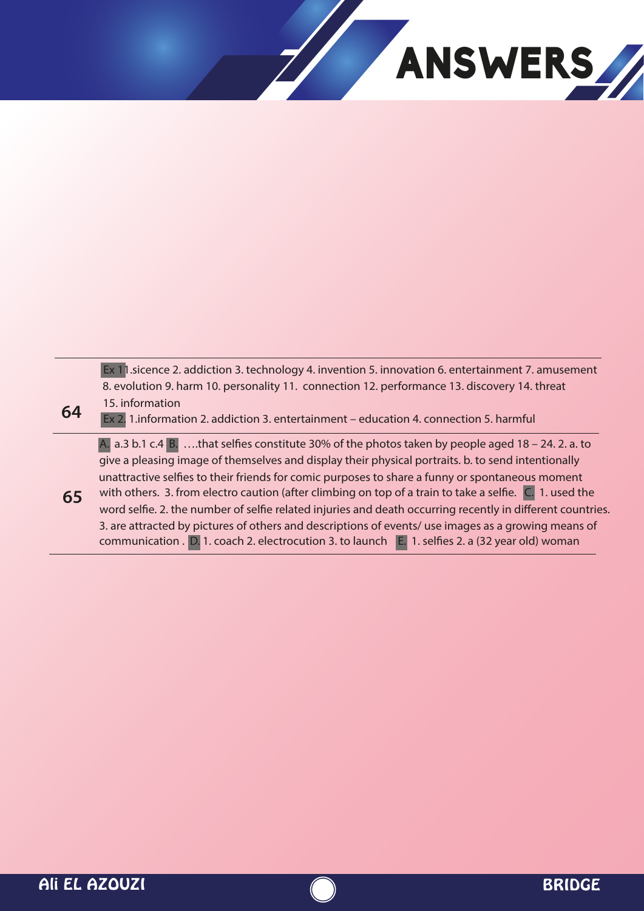# ANSWERS

| | |
|---|---|
| 64 | Ex 1 1.sicence 2. addiction 3. technology 4. invention 5. innovation 6. entertainment 7. amusement 8. evolution 9. harm 10. personality 11. connection 12. performance 13. discovery 14. threat 15. information<br>Ex 2. 1.information 2. addiction 3. entertainment – education 4. connection 5. harmful |
| 65 | A. a.3 b.1 c.4 B. ….that selfies constitute 30% of the photos taken by people aged 18 – 24. 2. a. to give a pleasing image of themselves and display their physical portraits. b. to send intentionally unattractive selfies to their friends for comic purposes to share a funny or spontaneous moment with others. 3. from electro caution (after climbing on top of a train to take a selfie. C. 1. used the word selfie. 2. the number of selfie related injuries and death occurring recently in different countries. 3. are attracted by pictures of others and descriptions of events/ use images as a growing means of communication . D. 1. coach 2. electrocution 3. to launch E. 1. selfies 2. a (32 year old) woman |